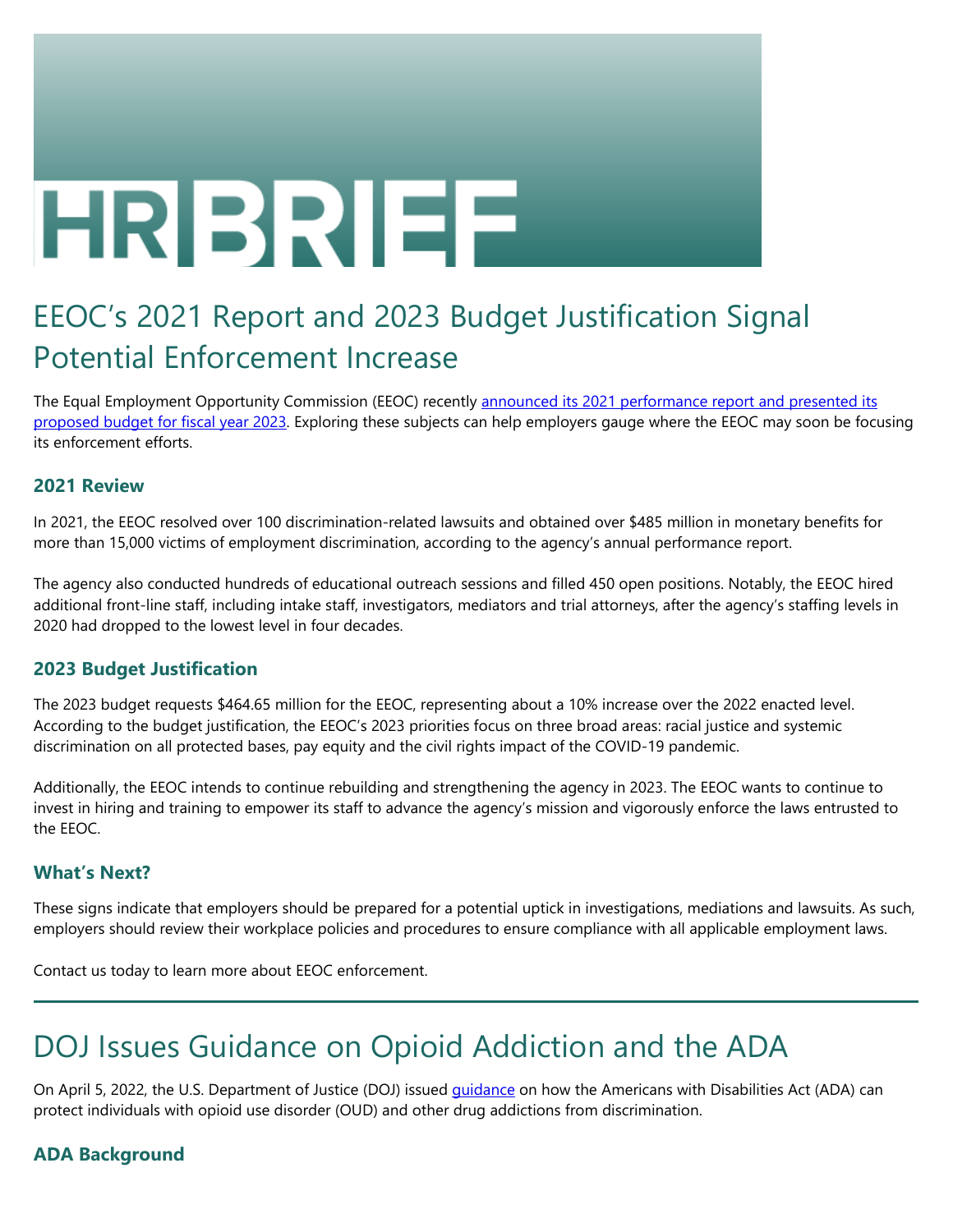# HR BRIEF

# EEOC's 2021 Report and 2023 Budget Justification Signal Potential Enforcement Increase

The Equal Employment Opportunity Commission (EEOC) recently announced its 2021 performance report and presented its proposed budget for fiscal year 2023. Exploring these subjects can help employers gauge where the EEOC may soon be focusing its enforcement efforts.

### 2021 Review

In 2021, the EEOC resolved over 100 discrimination-related lawsuits and obtained over $485 million in monetary benefits for more than 15,000 victims of employment discrimination, according to the agency's annual performance report.

The agency also conducted hundreds of educational outreach sessions and filled 450 open positions. Notably, the EEOC hired additional front-line staff, including intake staff, investigators, mediators and trial attorneys, after the agency's staffing levels in 2020 had dropped to the lowest level in four decades.

### 2023 Budget Justification

The 2023 budget requests $464.65 million for the EEOC, representing about a 10% increase over the 2022 enacted level. According to the budget justification, the EEOC's 2023 priorities focus on three broad areas: racial justice and systemic discrimination on all protected bases, pay equity and the civil rights impact of the COVID-19 pandemic.

Additionally, the EEOC intends to continue rebuilding and strengthening the agency in 2023. The EEOC wants to continue to invest in hiring and training to empower its staff to advance the agency's mission and vigorously enforce the laws entrusted to the EEOC.

### What's Next?

These signs indicate that employers should be prepared for a potential uptick in investigations, mediations and lawsuits. As such, employers should review their workplace policies and procedures to ensure compliance with all applicable employment laws.

Contact us today to learn more about EEOC enforcement.

---

# DOJ Issues Guidance on Opioid Addiction and the ADA

On April 5, 2022, the U.S. Department of Justice (DOJ) issued guidance on how the Americans with Disabilities Act (ADA) can protect individuals with opioid use disorder (OUD) and other drug addictions from discrimination.

### ADA Background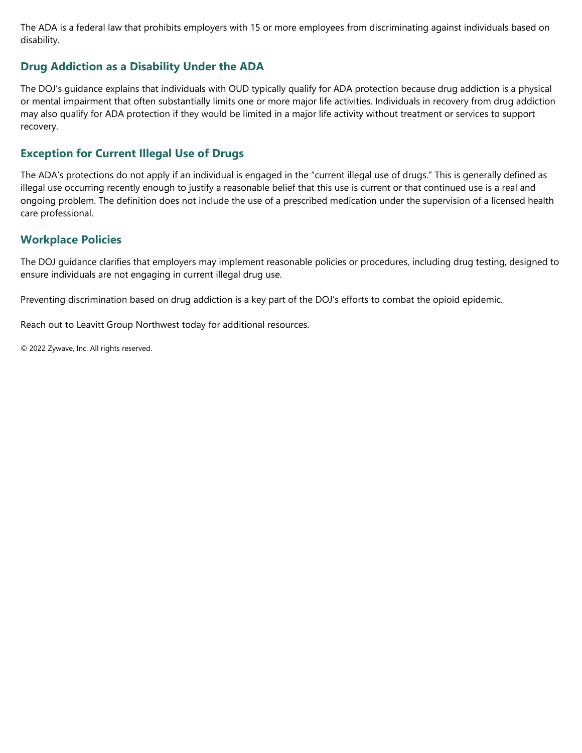The ADA is a federal law that prohibits employers with 15 or more employees from discriminating against individuals based on disability.

## Drug Addiction as a Disability Under the ADA

The DOJ's guidance explains that individuals with OUD typically qualify for ADA protection because drug addiction is a physical or mental impairment that often substantially limits one or more major life activities. Individuals in recovery from drug addiction may also qualify for ADA protection if they would be limited in a major life activity without treatment or services to support recovery.

## Exception for Current Illegal Use of Drugs

The ADA's protections do not apply if an individual is engaged in the "current illegal use of drugs." This is generally defined as illegal use occurring recently enough to justify a reasonable belief that this use is current or that continued use is a real and ongoing problem. The definition does not include the use of a prescribed medication under the supervision of a licensed health care professional.

## Workplace Policies

The DOJ guidance clarifies that employers may implement reasonable policies or procedures, including drug testing, designed to ensure individuals are not engaging in current illegal drug use.

Preventing discrimination based on drug addiction is a key part of the DOJ's efforts to combat the opioid epidemic.

Reach out to Leavitt Group Northwest today for additional resources.

© 2022 Zywave, Inc. All rights reserved.